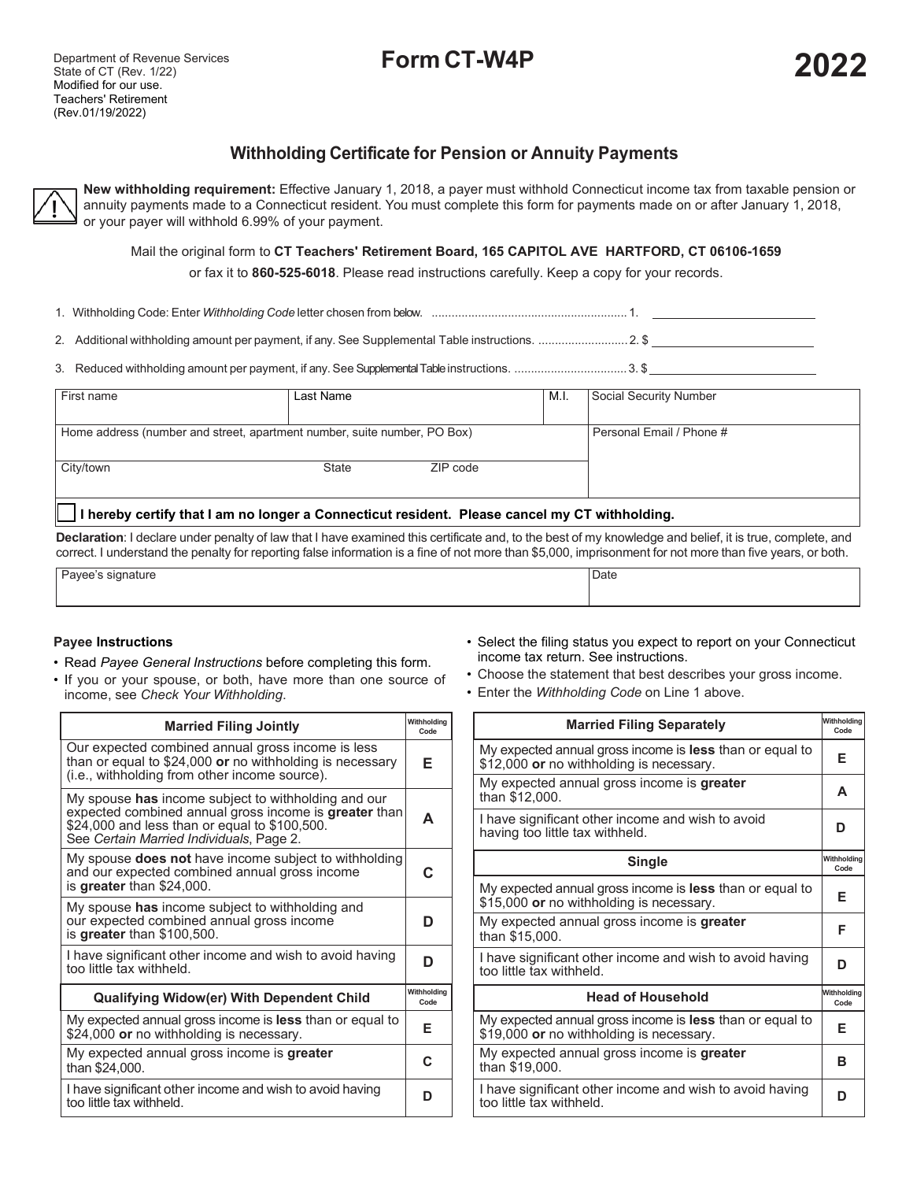Department of Revenue Services
State of CT (Rev. 1/22)
Modified for our use.
Teachers' Retirement
(Rev.01/19/2022)

# Form CT-W4P

**2022**

## Withholding Certificate for Pension or Annuity Payments

**New withholding requirement:** Effective January 1, 2018, a payer must withhold Connecticut income tax from taxable pension or annuity payments made to a Connecticut resident. You must complete this form for payments made on or after January 1, 2018, or your payer will withhold 6.99% of your payment.

Mail the original form to **CT Teachers' Retirement Board, 165 CAPITOL AVE HARTFORD, CT 06106-1659**
or fax it to **860-525-6018**. Please read instructions carefully. Keep a copy for your records.

1. Withholding Code: Enter *Withholding Code* letter chosen from below. ........................................................... 1. ____________
2. Additional withholding amount per payment, if any. See Supplemental Table instructions. ........................... 2. $ ____________
3. Reduced withholding amount per payment, if any. See Supplemental Table instructions. .................................. 3. $ ____________

| First name | Last Name | M.I. | Social Security Number |
|---|---|---|---|
| Home address (number and street, apartment number, suite number, PO Box) | | | Personal Email / Phone # |
| City/town | State | ZIP code | |

☐ **I hereby certify that I am no longer a Connecticut resident. Please cancel my CT withholding.**

**Declaration**: I declare under penalty of law that I have examined this certificate and, to the best of my knowledge and belief, it is true, complete, and correct. I understand the penalty for reporting false information is a fine of not more than $5,000, imprisonment for not more than five years, or both.

| Payee's signature | Date |
|---|---|
| | |

### Payee Instructions

- Read *Payee General Instructions* before completing this form.
- If you or your spouse, or both, have more than one source of income, see *Check Your Withholding*.
- Select the filing status you expect to report on your Connecticut income tax return. See instructions.
- Choose the statement that best describes your gross income.
- Enter the *Withholding Code* on Line 1 above.

| Married Filing Jointly | Withholding Code |
|---|---|
| Our expected combined annual gross income is less than or equal to $24,000 **or** no withholding is necessary (i.e., withholding from other income source). | E |
| My spouse **has** income subject to withholding and our expected combined annual gross income is **greater** than $24,000 and less than or equal to $100,500. See *Certain Married Individuals*, Page 2. | A |
| My spouse **does not** have income subject to withholding and our expected combined annual gross income is **greater** than $24,000. | C |
| My spouse **has** income subject to withholding and our expected combined annual gross income is **greater** than $100,500. | D |
| I have significant other income and wish to avoid having too little tax withheld. | D |

| Qualifying Widow(er) With Dependent Child | Withholding Code |
|---|---|
| My expected annual gross income is **less** than or equal to $24,000 **or** no withholding is necessary. | E |
| My expected annual gross income is **greater** than $24,000. | C |
| I have significant other income and wish to avoid having too little tax withheld. | D |

| Married Filing Separately | Withholding Code |
|---|---|
| My expected annual gross income is **less** than or equal to $12,000 **or** no withholding is necessary. | E |
| My expected annual gross income is **greater** than $12,000. | A |
| I have significant other income and wish to avoid having too little tax withheld. | D |

| Single | Withholding Code |
|---|---|
| My expected annual gross income is **less** than or equal to $15,000 **or** no withholding is necessary. | E |
| My expected annual gross income is **greater** than $15,000. | F |
| I have significant other income and wish to avoid having too little tax withheld. | D |

| Head of Household | Withholding Code |
|---|---|
| My expected annual gross income is **less** than or equal to $19,000 **or** no withholding is necessary. | E |
| My expected annual gross income is **greater** than $19,000. | B |
| I have significant other income and wish to avoid having too little tax withheld. | D |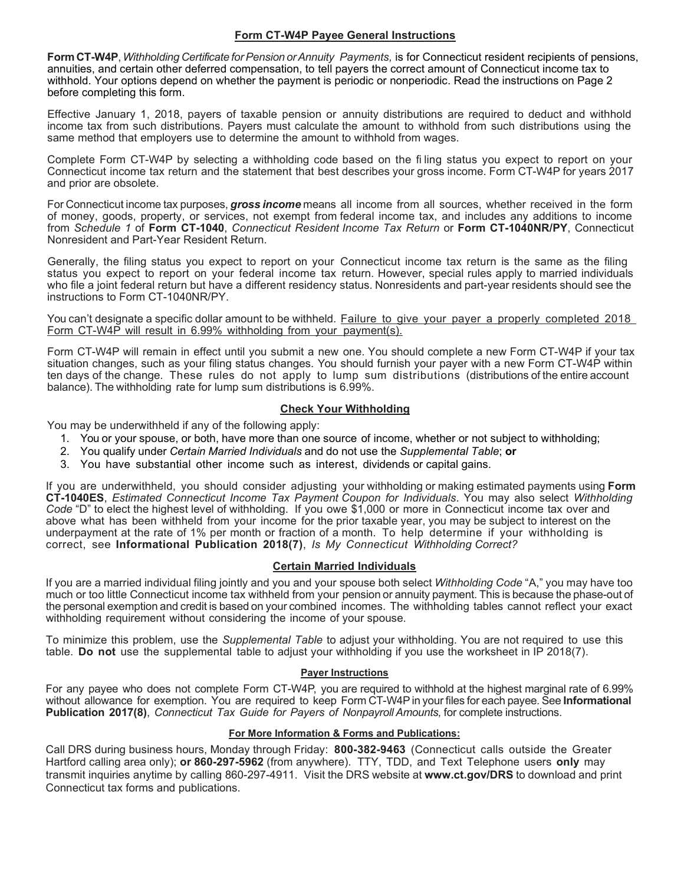## Form CT-W4P Payee General Instructions

**Form CT-W4P**, *Withholding Certificate for Pension or Annuity Payments,* is for Connecticut resident recipients of pensions, annuities, and certain other deferred compensation, to tell payers the correct amount of Connecticut income tax to withhold. Your options depend on whether the payment is periodic or nonperiodic. Read the instructions on Page 2 before completing this form.

Effective January 1, 2018, payers of taxable pension or annuity distributions are required to deduct and withhold income tax from such distributions. Payers must calculate the amount to withhold from such distributions using the same method that employers use to determine the amount to withhold from wages.

Complete Form CT-W4P by selecting a withholding code based on the filing status you expect to report on your Connecticut income tax return and the statement that best describes your gross income. Form CT-W4P for years 2017 and prior are obsolete.

For Connecticut income tax purposes, ***gross income*** means all income from all sources, whether received in the form of money, goods, property, or services, not exempt from federal income tax, and includes any additions to income from *Schedule 1* of **Form CT-1040**, *Connecticut Resident Income Tax Return* or **Form CT-1040NR/PY**, Connecticut Nonresident and Part-Year Resident Return.

Generally, the filing status you expect to report on your Connecticut income tax return is the same as the filing status you expect to report on your federal income tax return. However, special rules apply to married individuals who file a joint federal return but have a different residency status. Nonresidents and part-year residents should see the instructions to Form CT-1040NR/PY.

You can't designate a specific dollar amount to be withheld. Failure to give your payer a properly completed 2018 Form CT-W4P will result in 6.99% withholding from your payment(s).

Form CT-W4P will remain in effect until you submit a new one. You should complete a new Form CT-W4P if your tax situation changes, such as your filing status changes. You should furnish your payer with a new Form CT-W4P within ten days of the change. These rules do not apply to lump sum distributions (distributions of the entire account balance). The withholding rate for lump sum distributions is 6.99%.

### Check Your Withholding

You may be underwithheld if any of the following apply:

1. You or your spouse, or both, have more than one source of income, whether or not subject to withholding;
2. You qualify under *Certain Married Individuals* and do not use the *Supplemental Table*; **or**
3. You have substantial other income such as interest, dividends or capital gains.

If you are underwithheld, you should consider adjusting your withholding or making estimated payments using **Form CT-1040ES**, *Estimated Connecticut Income Tax Payment Coupon for Individuals*. You may also select *Withholding Code* "D" to elect the highest level of withholding. If you owe $1,000 or more in Connecticut income tax over and above what has been withheld from your income for the prior taxable year, you may be subject to interest on the underpayment at the rate of 1% per month or fraction of a month. To help determine if your withholding is correct, see **Informational Publication 2018(7)**, *Is My Connecticut Withholding Correct?*

### Certain Married Individuals

If you are a married individual filing jointly and you and your spouse both select *Withholding Code* "A," you may have too much or too little Connecticut income tax withheld from your pension or annuity payment. This is because the phase-out of the personal exemption and credit is based on your combined incomes. The withholding tables cannot reflect your exact withholding requirement without considering the income of your spouse.

To minimize this problem, use the *Supplemental Table* to adjust your withholding. You are not required to use this table. **Do not** use the supplemental table to adjust your withholding if you use the worksheet in IP 2018(7).

#### Payer Instructions

For any payee who does not complete Form CT-W4P, you are required to withhold at the highest marginal rate of 6.99% without allowance for exemption. You are required to keep Form CT-W4P in your files for each payee. See **Informational Publication 2017(8)**, *Connecticut Tax Guide for Payers of Nonpayroll Amounts,* for complete instructions.

#### For More Information & Forms and Publications:

Call DRS during business hours, Monday through Friday: **800-382-9463** (Connecticut calls outside the Greater Hartford calling area only); **or 860-297-5962** (from anywhere). TTY, TDD, and Text Telephone users **only** may transmit inquiries anytime by calling 860-297-4911. Visit the DRS website at **www.ct.gov/DRS** to download and print Connecticut tax forms and publications.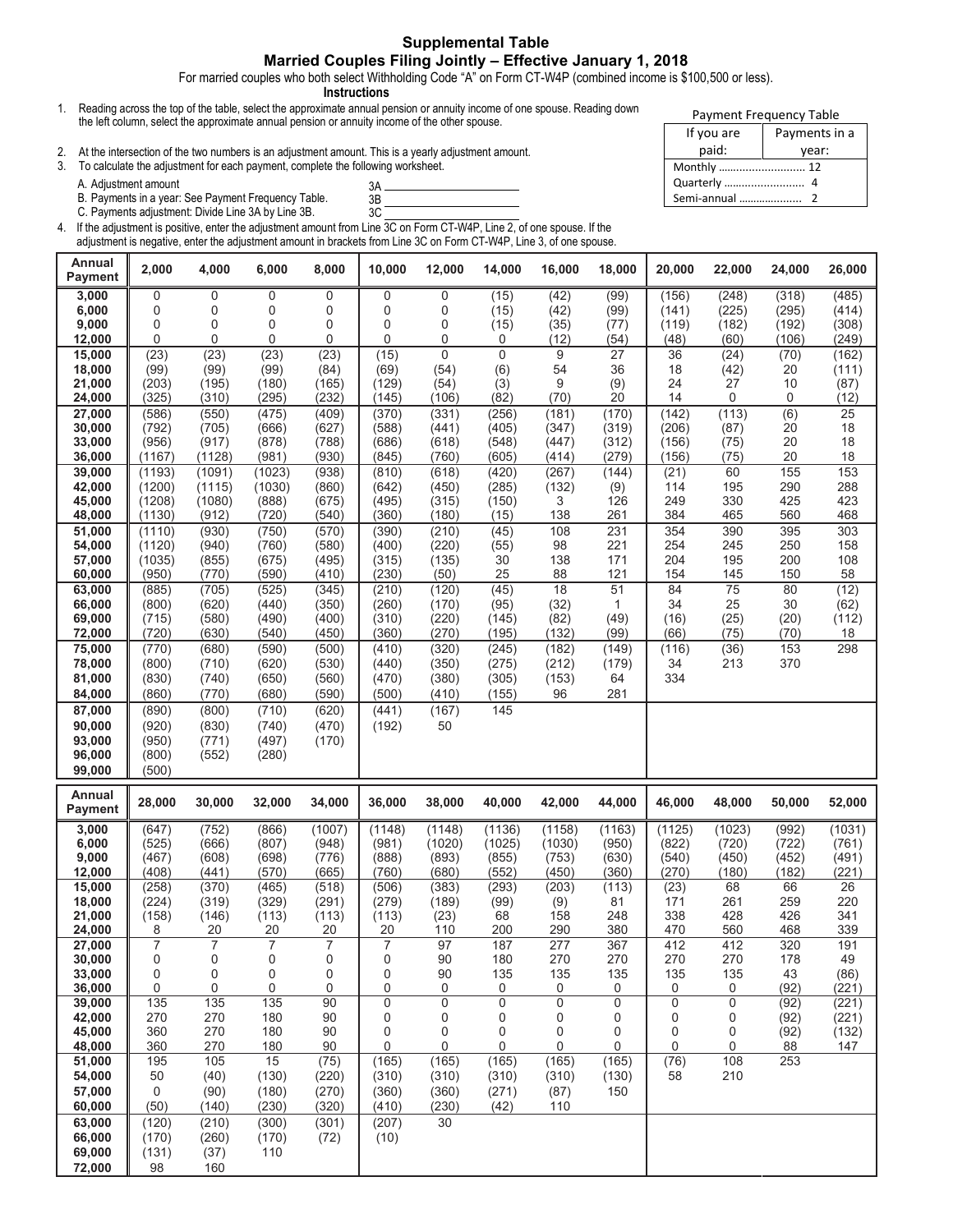# Supplemental Table

## Married Couples Filing Jointly – Effective January 1, 2018

For married couples who both select Withholding Code "A" on Form CT-W4P (combined income is $100,500 or less).

**Instructions**

1. Reading across the top of the table, select the approximate annual pension or annuity income of one spouse. Reading down the left column, select the approximate annual pension or annuity income of the other spouse.
2. At the intersection of the two numbers is an adjustment amount. This is a yearly adjustment amount.
3. To calculate the adjustment for each payment, complete the following worksheet.

   A. Adjustment amount 3A \_\_\_\_\_\_\_\_\_\_\_\_\_\_\_\_

   B. Payments in a year: See Payment Frequency Table. 3B \_\_\_\_\_\_\_\_\_\_\_\_\_\_\_\_

   C. Payments adjustment: Divide Line 3A by Line 3B. 3C \_\_\_\_\_\_\_\_\_\_\_\_\_\_\_\_
4. If the adjustment is positive, enter the adjustment amount from Line 3C on Form CT-W4P, Line 2, of one spouse. If the adjustment is negative, enter the adjustment amount in brackets from Line 3C on Form CT-W4P, Line 3, of one spouse.

**Payment Frequency Table**

| If you are paid: | Payments in a year: |
|---|---|
| Monthly | 12 |
| Quarterly | 4 |
| Semi-annual | 2 |

| Annual Payment | 2,000 | 4,000 | 6,000 | 8,000 | 10,000 | 12,000 | 14,000 | 16,000 | 18,000 | 20,000 | 22,000 | 24,000 | 26,000 |
|---|---|---|---|---|---|---|---|---|---|---|---|---|---|
| 3,000 | 0 | 0 | 0 | 0 | 0 | 0 | (15) | (42) | (99) | (156) | (248) | (318) | (485) |
| 6,000 | 0 | 0 | 0 | 0 | 0 | 0 | (15) | (42) | (99) | (141) | (225) | (295) | (414) |
| 9,000 | 0 | 0 | 0 | 0 | 0 | 0 | (15) | (35) | (77) | (119) | (182) | (192) | (308) |
| 12,000 | 0 | 0 | 0 | 0 | 0 | 0 | 0 | (12) | (54) | (48) | (60) | (106) | (249) |
| 15,000 | (23) | (23) | (23) | (23) | (15) | 0 | 0 | 9 | 27 | 36 | (24) | (70) | (162) |
| 18,000 | (99) | (99) | (99) | (84) | (69) | (54) | (6) | 54 | 36 | 18 | (42) | 20 | (111) |
| 21,000 | (203) | (195) | (180) | (165) | (129) | (54) | (3) | 9 | (9) | 24 | 27 | 10 | (87) |
| 24,000 | (325) | (310) | (295) | (232) | (145) | (106) | (82) | (70) | 20 | 14 | 0 | 0 | (12) |
| 27,000 | (586) | (550) | (475) | (409) | (370) | (331) | (256) | (181) | (170) | (142) | (113) | (6) | 25 |
| 30,000 | (792) | (705) | (666) | (627) | (588) | (441) | (405) | (347) | (319) | (206) | (87) | 20 | 18 |
| 33,000 | (956) | (917) | (878) | (788) | (686) | (618) | (548) | (447) | (312) | (156) | (75) | 20 | 18 |
| 36,000 | (1167) | (1128) | (981) | (930) | (845) | (760) | (605) | (414) | (279) | (156) | (75) | 20 | 18 |
| 39,000 | (1193) | (1091) | (1023) | (938) | (810) | (618) | (420) | (267) | (144) | (21) | 60 | 155 | 153 |
| 42,000 | (1200) | (1115) | (1030) | (860) | (642) | (450) | (285) | (132) | (9) | 114 | 195 | 290 | 288 |
| 45,000 | (1208) | (1080) | (888) | (675) | (495) | (315) | (150) | 3 | 126 | 249 | 330 | 425 | 423 |
| 48,000 | (1130) | (912) | (720) | (540) | (360) | (180) | (15) | 138 | 261 | 384 | 465 | 560 | 468 |
| 51,000 | (1110) | (930) | (750) | (570) | (390) | (210) | (45) | 108 | 231 | 354 | 390 | 395 | 303 |
| 54,000 | (1120) | (940) | (760) | (580) | (400) | (220) | (55) | 98 | 221 | 254 | 245 | 250 | 158 |
| 57,000 | (1035) | (855) | (675) | (495) | (315) | (135) | 30 | 138 | 171 | 204 | 195 | 200 | 108 |
| 60,000 | (950) | (770) | (590) | (410) | (230) | (50) | 25 | 88 | 121 | 154 | 145 | 150 | 58 |
| 63,000 | (885) | (705) | (525) | (345) | (210) | (120) | (45) | 18 | 51 | 84 | 75 | 80 | (12) |
| 66,000 | (800) | (620) | (440) | (350) | (260) | (170) | (95) | (32) | 1 | 34 | 25 | 30 | (62) |
| 69,000 | (715) | (580) | (490) | (400) | (310) | (220) | (145) | (82) | (49) | (16) | (25) | (20) | (112) |
| 72,000 | (720) | (630) | (540) | (450) | (360) | (270) | (195) | (132) | (99) | (66) | (75) | (70) | 18 |
| 75,000 | (770) | (680) | (590) | (500) | (410) | (320) | (245) | (182) | (149) | (116) | (36) | 153 | 298 |
| 78,000 | (800) | (710) | (620) | (530) | (440) | (350) | (275) | (212) | (179) | 34 | 213 | 370 | |
| 81,000 | (830) | (740) | (650) | (560) | (470) | (380) | (305) | (153) | 64 | 334 | | | |
| 84,000 | (860) | (770) | (680) | (590) | (500) | (410) | (155) | 96 | 281 | | | | |
| 87,000 | (890) | (800) | (710) | (620) | (441) | (167) | 145 | | | | | | |
| 90,000 | (920) | (830) | (740) | (470) | (192) | 50 | | | | | | | |
| 93,000 | (950) | (771) | (497) | (170) | | | | | | | | | |
| 96,000 | (800) | (552) | (280) | | | | | | | | | | |
| 99,000 | (500) | | | | | | | | | | | | |

| Annual Payment | 28,000 | 30,000 | 32,000 | 34,000 | 36,000 | 38,000 | 40,000 | 42,000 | 44,000 | 46,000 | 48,000 | 50,000 | 52,000 |
|---|---|---|---|---|---|---|---|---|---|---|---|---|---|
| 3,000 | (647) | (752) | (866) | (1007) | (1148) | (1148) | (1136) | (1158) | (1163) | (1125) | (1023) | (992) | (1031) |
| 6,000 | (525) | (666) | (807) | (948) | (981) | (1020) | (1025) | (1030) | (950) | (822) | (720) | (722) | (761) |
| 9,000 | (467) | (608) | (698) | (776) | (888) | (893) | (855) | (753) | (630) | (540) | (450) | (452) | (491) |
| 12,000 | (408) | (441) | (570) | (665) | (760) | (680) | (552) | (450) | (360) | (270) | (180) | (182) | (221) |
| 15,000 | (258) | (370) | (465) | (518) | (506) | (383) | (293) | (203) | (113) | (23) | 68 | 66 | 26 |
| 18,000 | (224) | (319) | (329) | (291) | (279) | (189) | (99) | (9) | 81 | 171 | 261 | 259 | 220 |
| 21,000 | (158) | (146) | (113) | (113) | (113) | (23) | 68 | 158 | 248 | 338 | 428 | 426 | 341 |
| 24,000 | 8 | 20 | 20 | 20 | 20 | 110 | 200 | 290 | 380 | 470 | 560 | 468 | 339 |
| 27,000 | 7 | 7 | 7 | 7 | 7 | 97 | 187 | 277 | 367 | 412 | 412 | 320 | 191 |
| 30,000 | 0 | 0 | 0 | 0 | 0 | 90 | 180 | 270 | 270 | 270 | 270 | 178 | 49 |
| 33,000 | 0 | 0 | 0 | 0 | 0 | 90 | 135 | 135 | 135 | 135 | 135 | 43 | (86) |
| 36,000 | 0 | 0 | 0 | 0 | 0 | 0 | 0 | 0 | 0 | 0 | 0 | (92) | (221) |
| 39,000 | 135 | 135 | 135 | 90 | 0 | 0 | 0 | 0 | 0 | 0 | 0 | (92) | (221) |
| 42,000 | 270 | 270 | 180 | 90 | 0 | 0 | 0 | 0 | 0 | 0 | 0 | (92) | (221) |
| 45,000 | 360 | 270 | 180 | 90 | 0 | 0 | 0 | 0 | 0 | 0 | 0 | (92) | (132) |
| 48,000 | 360 | 270 | 180 | 90 | 0 | 0 | 0 | 0 | 0 | 0 | 0 | 88 | 147 |
| 51,000 | 195 | 105 | 15 | (75) | (165) | (165) | (165) | (165) | (165) | (76) | 108 | 253 | |
| 54,000 | 50 | (40) | (130) | (220) | (310) | (310) | (310) | (310) | (130) | 58 | 210 | | |
| 57,000 | 0 | (90) | (180) | (270) | (360) | (360) | (271) | (87) | 150 | | | | |
| 60,000 | (50) | (140) | (230) | (320) | (410) | (230) | (42) | 110 | | | | | |
| 63,000 | (120) | (210) | (300) | (301) | (207) | 30 | | | | | | | |
| 66,000 | (170) | (260) | (170) | (72) | (10) | | | | | | | | |
| 69,000 | (131) | (37) | 110 | | | | | | | | | | |
| 72,000 | 98 | 160 | | | | | | | | | | | |